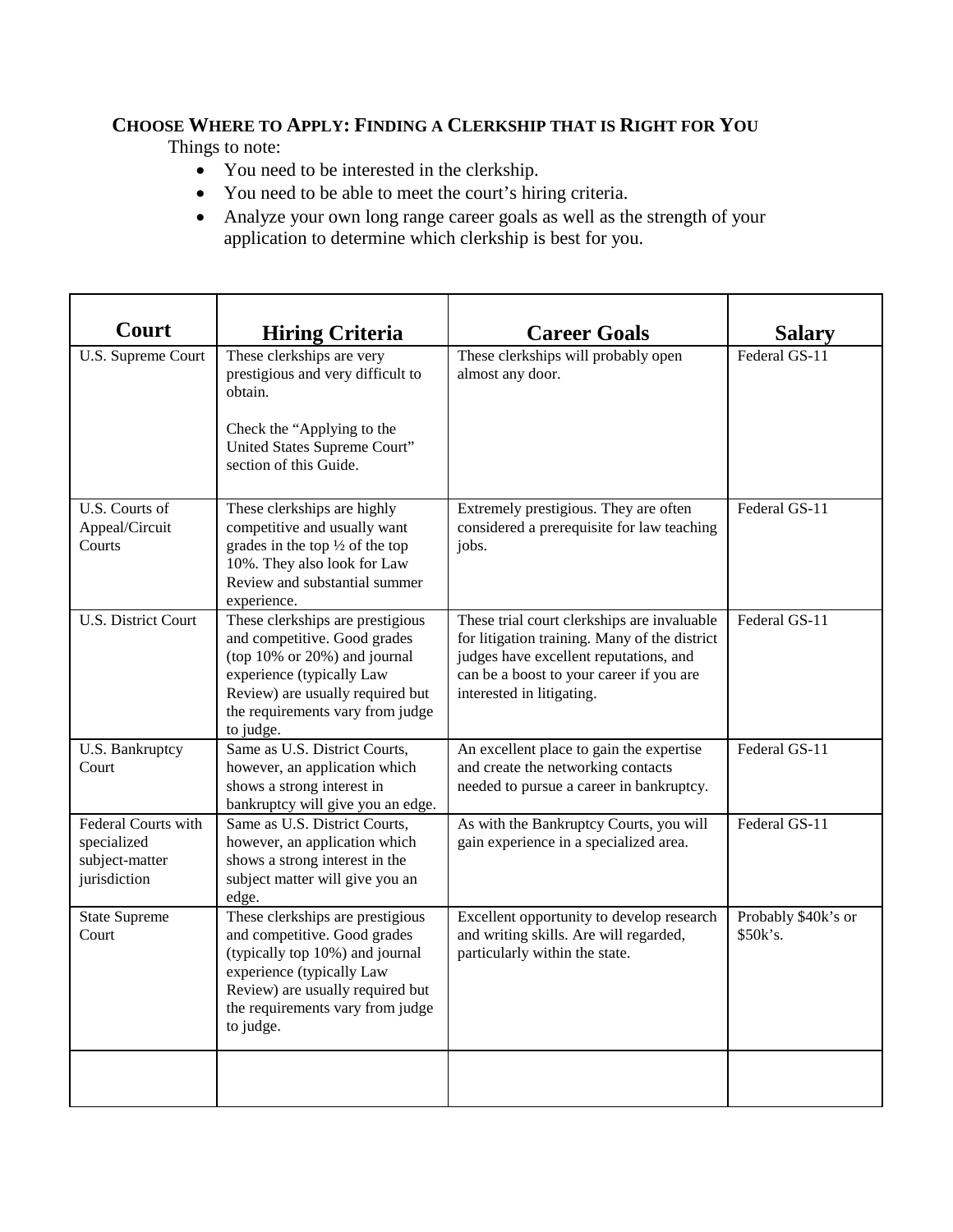## CHOOSE WHERE TO APPLY: FINDING A CLERKSHIP THAT IS RIGHT FOR YOU

Things to note:

- You need to be interested in the clerkship.
- You need to be able to meet the court's hiring criteria.
- Analyze your own long range career goals as well as the strength of your application to determine which clerkship is best for you.

| Court | Hiring Criteria | Career Goals | Salary |
|---|---|---|---|
| U.S. Supreme Court | These clerkships are very prestigious and very difficult to obtain.<br><br>Check the "Applying to the United States Supreme Court" section of this Guide. | These clerkships will probably open almost any door. | Federal GS-11 |
| U.S. Courts of Appeal/Circuit Courts | These clerkships are highly competitive and usually want grades in the top ½ of the top 10%. They also look for Law Review and substantial summer experience. | Extremely prestigious. They are often considered a prerequisite for law teaching jobs. | Federal GS-11 |
| U.S. District Court | These clerkships are prestigious and competitive. Good grades (top 10% or 20%) and journal experience (typically Law Review) are usually required but the requirements vary from judge to judge. | These trial court clerkships are invaluable for litigation training. Many of the district judges have excellent reputations, and can be a boost to your career if you are interested in litigating. | Federal GS-11 |
| U.S. Bankruptcy Court | Same as U.S. District Courts, however, an application which shows a strong interest in bankruptcy will give you an edge. | An excellent place to gain the expertise and create the networking contacts needed to pursue a career in bankruptcy. | Federal GS-11 |
| Federal Courts with specialized subject-matter jurisdiction | Same as U.S. District Courts, however, an application which shows a strong interest in the subject matter will give you an edge. | As with the Bankruptcy Courts, you will gain experience in a specialized area. | Federal GS-11 |
| State Supreme Court | These clerkships are prestigious and competitive. Good grades (typically top 10%) and journal experience (typically Law Review) are usually required but the requirements vary from judge to judge. | Excellent opportunity to develop research and writing skills. Are will regarded, particularly within the state. | Probably $40k's or $50k's. |
| | | | |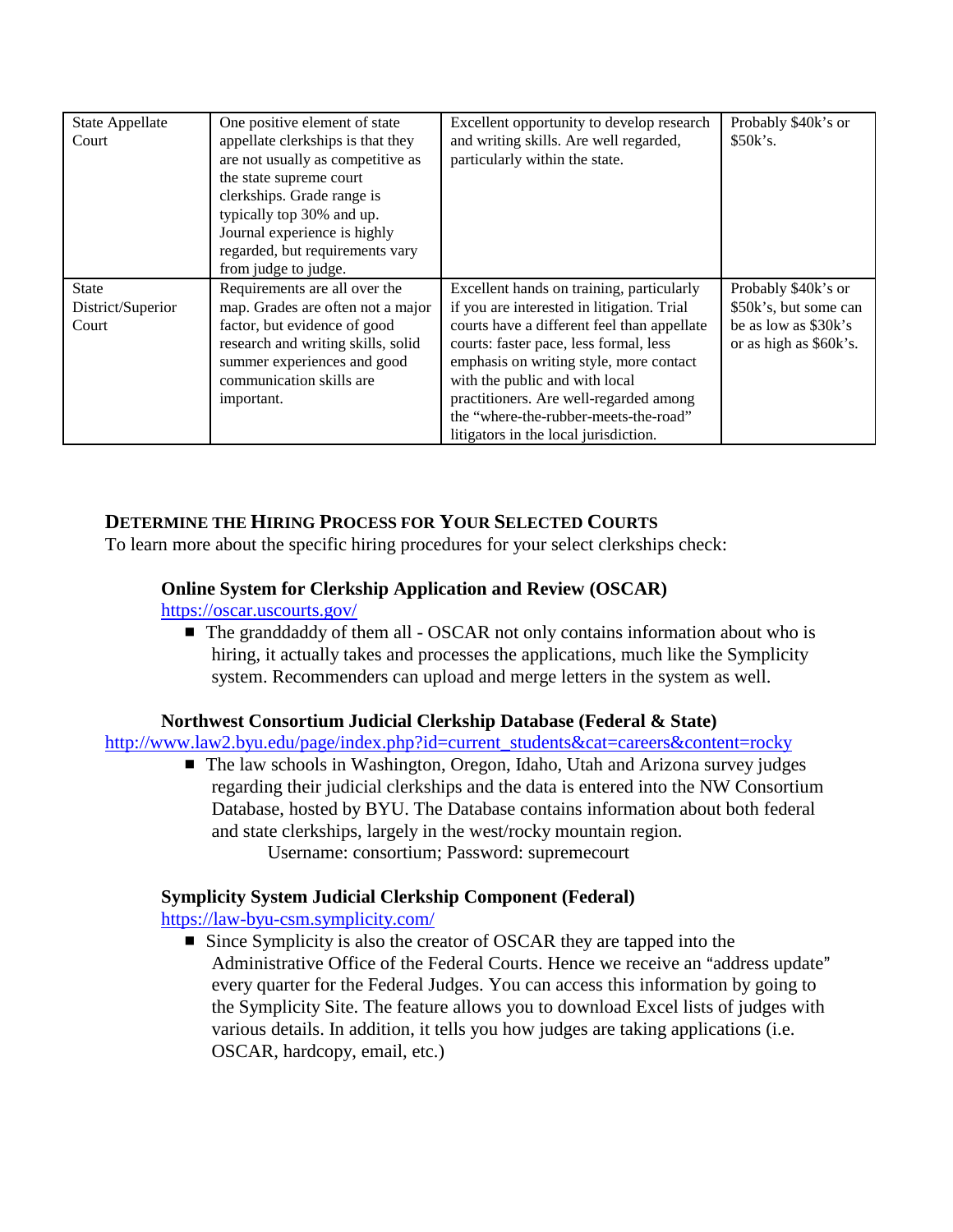| State Appellate Court | One positive element of state appellate clerkships is that they are not usually as competitive as the state supreme court clerkships. Grade range is typically top 30% and up. Journal experience is highly regarded, but requirements vary from judge to judge. | Excellent opportunity to develop research and writing skills. Are well regarded, particularly within the state. | Probably $40k's or $50k's. |
|---|---|---|---|
| State District/Superior Court | Requirements are all over the map. Grades are often not a major factor, but evidence of good research and writing skills, solid summer experiences and good communication skills are important. | Excellent hands on training, particularly if you are interested in litigation. Trial courts have a different feel than appellate courts: faster pace, less formal, less emphasis on writing style, more contact with the public and with local practitioners. Are well-regarded among the "where-the-rubber-meets-the-road" litigators in the local jurisdiction. | Probably $40k's or $50k's, but some can be as low as $30k's or as high as $60k's. |

## DETERMINE THE HIRING PROCESS FOR YOUR SELECTED COURTS

To learn more about the specific hiring procedures for your select clerkships check:

**Online System for Clerkship Application and Review (OSCAR)**
https://oscar.uscourts.gov/

- The granddaddy of them all - OSCAR not only contains information about who is hiring, it actually takes and processes the applications, much like the Symplicity system. Recommenders can upload and merge letters in the system as well.

**Northwest Consortium Judicial Clerkship Database (Federal & State)**
http://www.law2.byu.edu/page/index.php?id=current_students&cat=careers&content=rocky

- The law schools in Washington, Oregon, Idaho, Utah and Arizona survey judges regarding their judicial clerkships and the data is entered into the NW Consortium Database, hosted by BYU. The Database contains information about both federal and state clerkships, largely in the west/rocky mountain region.
  Username: consortium; Password: supremecourt

**Symplicity System Judicial Clerkship Component (Federal)**
https://law-byu-csm.symplicity.com/

- Since Symplicity is also the creator of OSCAR they are tapped into the Administrative Office of the Federal Courts. Hence we receive an "address update" every quarter for the Federal Judges. You can access this information by going to the Symplicity Site. The feature allows you to download Excel lists of judges with various details. In addition, it tells you how judges are taking applications (i.e. OSCAR, hardcopy, email, etc.)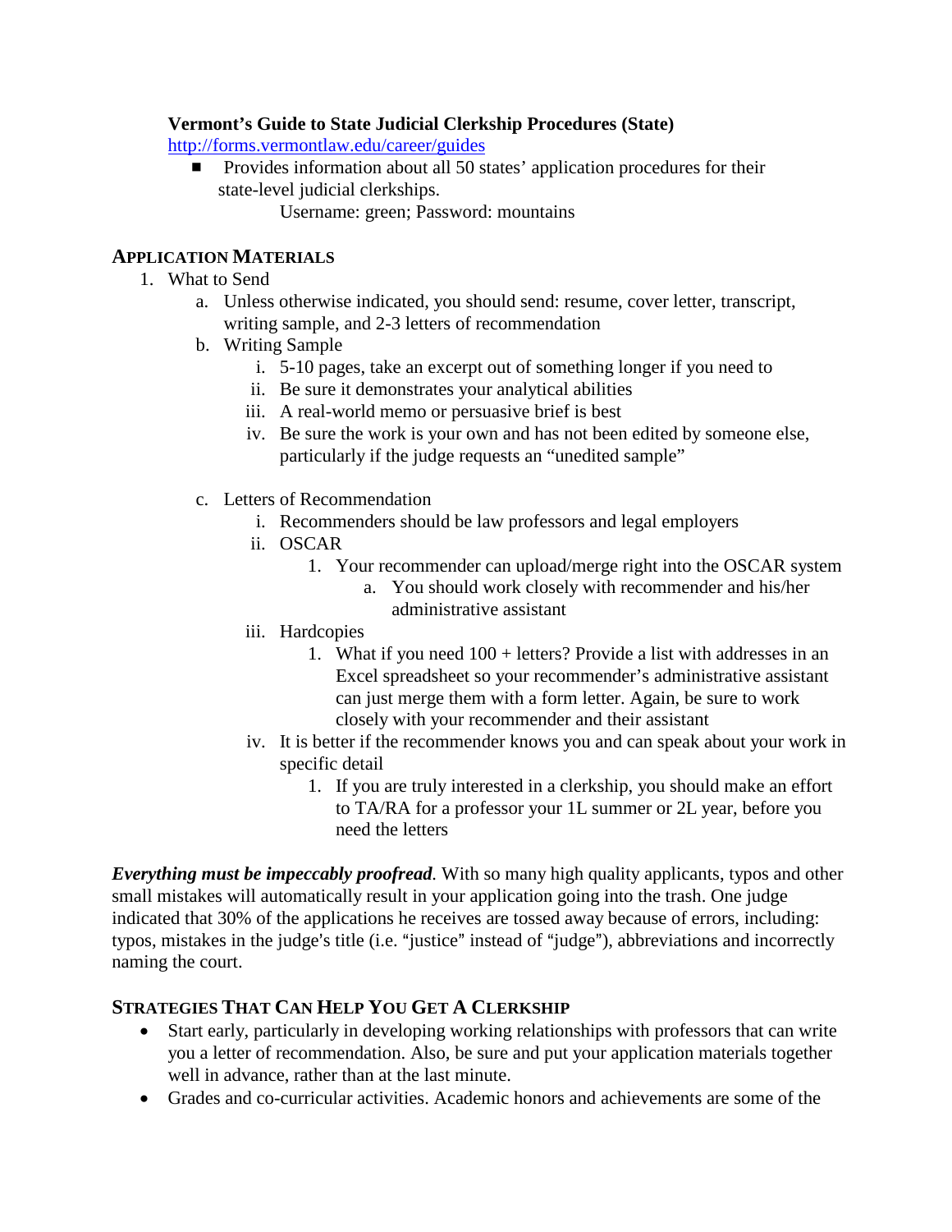**Vermont's Guide to State Judicial Clerkship Procedures (State)**
[http://forms.vermontlaw.edu/career/guides](http://forms.vermontlaw.edu/career/guides)

- Provides information about all 50 states' application procedures for their state-level judicial clerkships.
  Username: green; Password: mountains

## APPLICATION MATERIALS

1. What to Send
   a. Unless otherwise indicated, you should send: resume, cover letter, transcript, writing sample, and 2-3 letters of recommendation
   b. Writing Sample
      i. 5-10 pages, take an excerpt out of something longer if you need to
      ii. Be sure it demonstrates your analytical abilities
      iii. A real-world memo or persuasive brief is best
      iv. Be sure the work is your own and has not been edited by someone else, particularly if the judge requests an "unedited sample"

   c. Letters of Recommendation
      i. Recommenders should be law professors and legal employers
      ii. OSCAR
         1. Your recommender can upload/merge right into the OSCAR system
            a. You should work closely with recommender and his/her administrative assistant
      iii. Hardcopies
         1. What if you need 100 + letters? Provide a list with addresses in an Excel spreadsheet so your recommender's administrative assistant can just merge them with a form letter. Again, be sure to work closely with your recommender and their assistant
      iv. It is better if the recommender knows you and can speak about your work in specific detail
         1. If you are truly interested in a clerkship, you should make an effort to TA/RA for a professor your 1L summer or 2L year, before you need the letters

***Everything must be impeccably proofread***. With so many high quality applicants, typos and other small mistakes will automatically result in your application going into the trash. One judge indicated that 30% of the applications he receives are tossed away because of errors, including: typos, mistakes in the judge's title (i.e. "justice" instead of "judge"), abbreviations and incorrectly naming the court.

## STRATEGIES THAT CAN HELP YOU GET A CLERKSHIP

- Start early, particularly in developing working relationships with professors that can write you a letter of recommendation. Also, be sure and put your application materials together well in advance, rather than at the last minute.
- Grades and co-curricular activities. Academic honors and achievements are some of the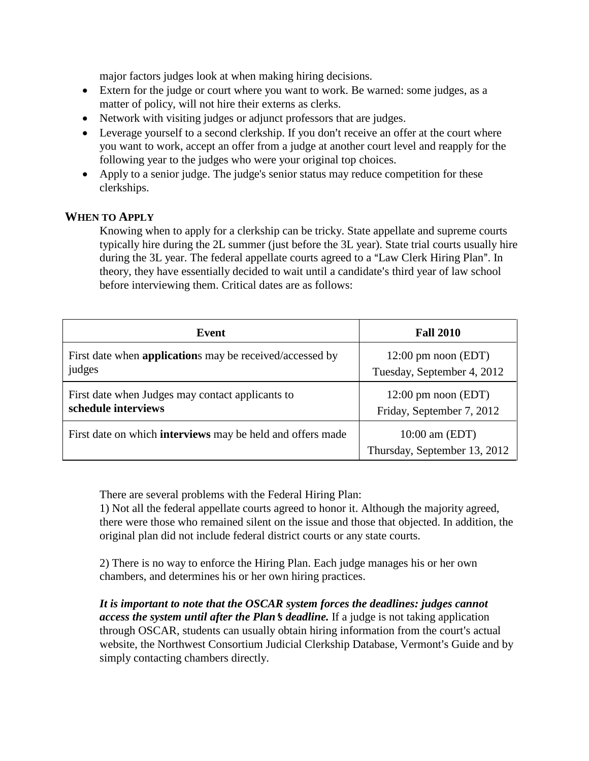major factors judges look at when making hiring decisions.

- Extern for the judge or court where you want to work. Be warned: some judges, as a matter of policy, will not hire their externs as clerks.
- Network with visiting judges or adjunct professors that are judges.
- Leverage yourself to a second clerkship. If you don't receive an offer at the court where you want to work, accept an offer from a judge at another court level and reapply for the following year to the judges who were your original top choices.
- Apply to a senior judge. The judge's senior status may reduce competition for these clerkships.

## WHEN TO APPLY

Knowing when to apply for a clerkship can be tricky. State appellate and supreme courts typically hire during the 2L summer (just before the 3L year). State trial courts usually hire during the 3L year. The federal appellate courts agreed to a "Law Clerk Hiring Plan". In theory, they have essentially decided to wait until a candidate's third year of law school before interviewing them. Critical dates are as follows:

| Event | Fall 2010 |
|---|---|
| First date when **application**s may be received/accessed by judges | 12:00 pm noon (EDT)<br>Tuesday, September 4, 2012 |
| First date when Judges may contact applicants to **schedule interviews** | 12:00 pm noon (EDT)<br>Friday, September 7, 2012 |
| First date on which **interviews** may be held and offers made | 10:00 am (EDT)<br>Thursday, September 13, 2012 |

There are several problems with the Federal Hiring Plan:

1) Not all the federal appellate courts agreed to honor it. Although the majority agreed, there were those who remained silent on the issue and those that objected. In addition, the original plan did not include federal district courts or any state courts.

2) There is no way to enforce the Hiring Plan. Each judge manages his or her own chambers, and determines his or her own hiring practices.

***It is important to note that the OSCAR system forces the deadlines: judges cannot access the system until after the Plan's deadline.*** If a judge is not taking application through OSCAR, students can usually obtain hiring information from the court's actual website, the Northwest Consortium Judicial Clerkship Database, Vermont's Guide and by simply contacting chambers directly.